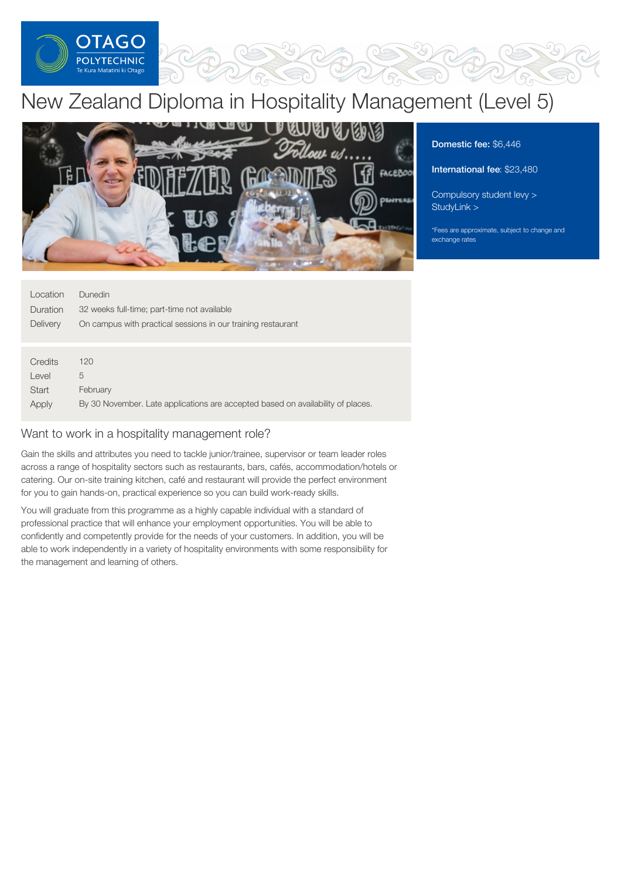# New Zealand Diploma in Hospitality Management (Level 5)

**Domestic fee:** $6,446

**International fee:** $23,480

Compulsory student levy >
StudyLink >

*Fees are approximate, subject to change and exchange rates

| | |
|---|---|
| Location | Dunedin |
| Duration | 32 weeks full-time; part-time not available |
| Delivery | On campus with practical sessions in our training restaurant |

| | |
|---|---|
| Credits | 120 |
| Level | 5 |
| Start | February |
| Apply | By 30 November. Late applications are accepted based on availability of places. |

## Want to work in a hospitality management role?

Gain the skills and attributes you need to tackle junior/trainee, supervisor or team leader roles across a range of hospitality sectors such as restaurants, bars, cafés, accommodation/hotels or catering. Our on-site training kitchen, café and restaurant will provide the perfect environment for you to gain hands-on, practical experience so you can build work-ready skills.

You will graduate from this programme as a highly capable individual with a standard of professional practice that will enhance your employment opportunities. You will be able to confidently and competently provide for the needs of your customers. In addition, you will be able to work independently in a variety of hospitality environments with some responsibility for the management and learning of others.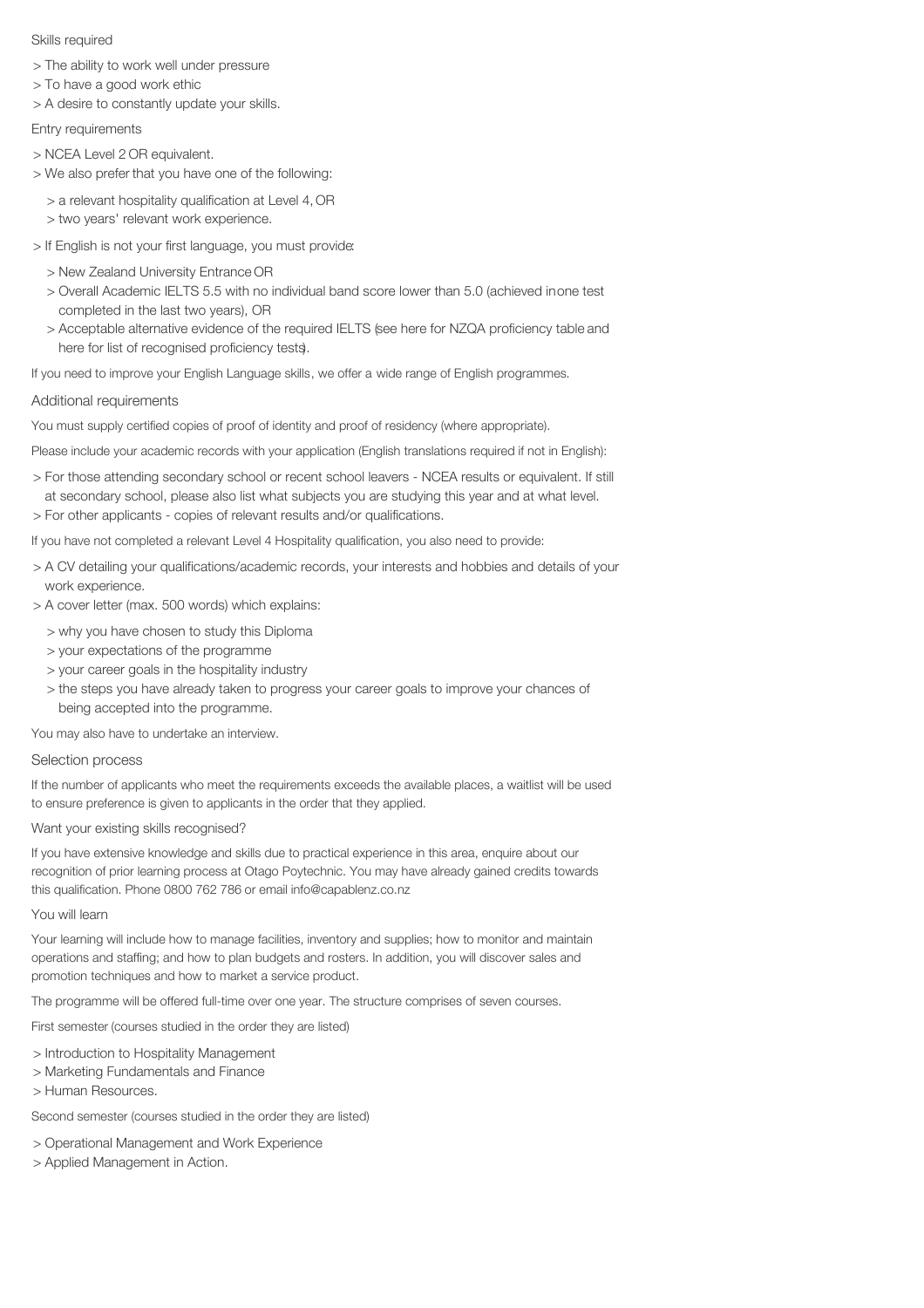Skills required

> The ability to work well under pressure
> To have a good work ethic
> A desire to constantly update your skills.

Entry requirements

> NCEA Level 2 OR equivalent.
> We also prefer that you have one of the following:

> a relevant hospitality qualification at Level 4, OR
> two years' relevant work experience.

> If English is not your first language, you must provide:

> New Zealand University Entrance OR
> Overall Academic IELTS 5.5 with no individual band score lower than 5.0 (achieved in one test completed in the last two years), OR
> Acceptable alternative evidence of the required IELTS (see here for NZQA proficiency table and here for list of recognised proficiency tests).

If you need to improve your English Language skills, we offer a wide range of English programmes.

Additional requirements

You must supply certified copies of proof of identity and proof of residency (where appropriate).

Please include your academic records with your application (English translations required if not in English):

> For those attending secondary school or recent school leavers - NCEA results or equivalent. If still at secondary school, please also list what subjects you are studying this year and at what level.
> For other applicants - copies of relevant results and/or qualifications.

If you have not completed a relevant Level 4 Hospitality qualification, you also need to provide:

> A CV detailing your qualifications/academic records, your interests and hobbies and details of your work experience.
> A cover letter (max. 500 words) which explains:

> why you have chosen to study this Diploma
> your expectations of the programme
> your career goals in the hospitality industry
> the steps you have already taken to progress your career goals to improve your chances of being accepted into the programme.

You may also have to undertake an interview.

Selection process

If the number of applicants who meet the requirements exceeds the available places, a waitlist will be used to ensure preference is given to applicants in the order that they applied.

Want your existing skills recognised?

If you have extensive knowledge and skills due to practical experience in this area, enquire about our recognition of prior learning process at Otago Poytechnic. You may have already gained credits towards this qualification. Phone 0800 762 786 or email info@capablenz.co.nz

You will learn

Your learning will include how to manage facilities, inventory and supplies; how to monitor and maintain operations and staffing; and how to plan budgets and rosters. In addition, you will discover sales and promotion techniques and how to market a service product.

The programme will be offered full-time over one year. The structure comprises of seven courses.

First semester (courses studied in the order they are listed)

> Introduction to Hospitality Management
> Marketing Fundamentals and Finance
> Human Resources.

Second semester (courses studied in the order they are listed)

> Operational Management and Work Experience
> Applied Management in Action.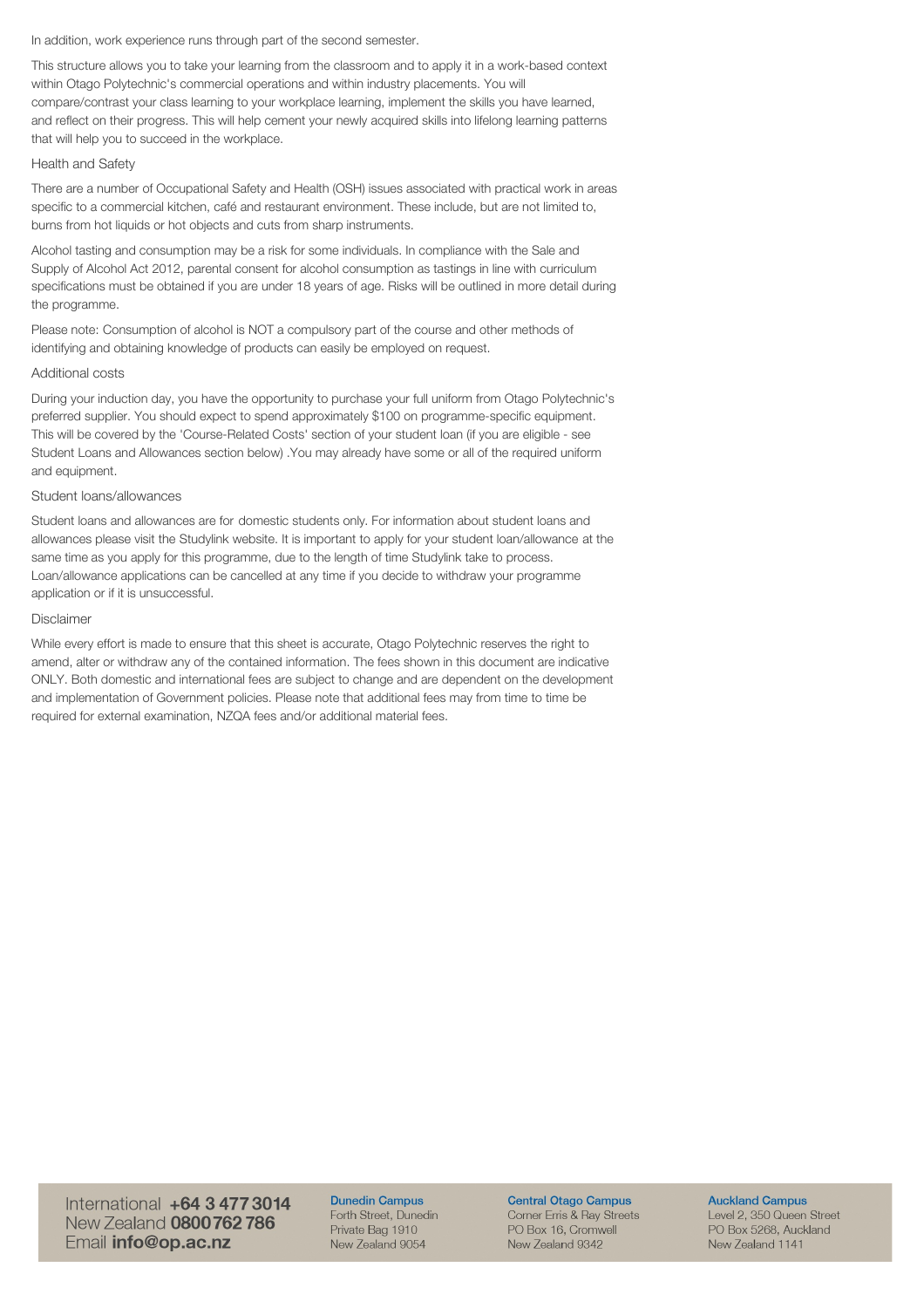In addition, work experience runs through part of the second semester.

This structure allows you to take your learning from the classroom and to apply it in a work-based context within Otago Polytechnic's commercial operations and within industry placements. You will compare/contrast your class learning to your workplace learning, implement the skills you have learned, and reflect on their progress. This will help cement your newly acquired skills into lifelong learning patterns that will help you to succeed in the workplace.

## Health and Safety

There are a number of Occupational Safety and Health (OSH) issues associated with practical work in areas specific to a commercial kitchen, café and restaurant environment. These include, but are not limited to, burns from hot liquids or hot objects and cuts from sharp instruments.

Alcohol tasting and consumption may be a risk for some individuals. In compliance with the Sale and Supply of Alcohol Act 2012, parental consent for alcohol consumption as tastings in line with curriculum specifications must be obtained if you are under 18 years of age. Risks will be outlined in more detail during the programme.

Please note: Consumption of alcohol is NOT a compulsory part of the course and other methods of identifying and obtaining knowledge of products can easily be employed on request.

## Additional costs

During your induction day, you have the opportunity to purchase your full uniform from Otago Polytechnic's preferred supplier. You should expect to spend approximately $100 on programme-specific equipment. This will be covered by the 'Course-Related Costs' section of your student loan (if you are eligible - see Student Loans and Allowances section below) .You may already have some or all of the required uniform and equipment.

## Student loans/allowances

Student loans and allowances are for domestic students only. For information about student loans and allowances please visit the Studylink website. It is important to apply for your student loan/allowance at the same time as you apply for this programme, due to the length of time Studylink take to process. Loan/allowance applications can be cancelled at any time if you decide to withdraw your programme application or if it is unsuccessful.

## Disclaimer

While every effort is made to ensure that this sheet is accurate, Otago Polytechnic reserves the right to amend, alter or withdraw any of the contained information. The fees shown in this document are indicative ONLY. Both domestic and international fees are subject to change and are dependent on the development and implementation of Government policies. Please note that additional fees may from time to time be required for external examination, NZQA fees and/or additional material fees.

International **+64 3 477 3014**
New Zealand **0800 762 786**
Email **info@op.ac.nz**

**Dunedin Campus**
Forth Street, Dunedin
Private Bag 1910
New Zealand 9054

**Central Otago Campus**
Corner Erris & Ray Streets
PO Box 16, Cromwell
New Zealand 9342

**Auckland Campus**
Level 2, 350 Queen Street
PO Box 5268, Auckland
New Zealand 1141